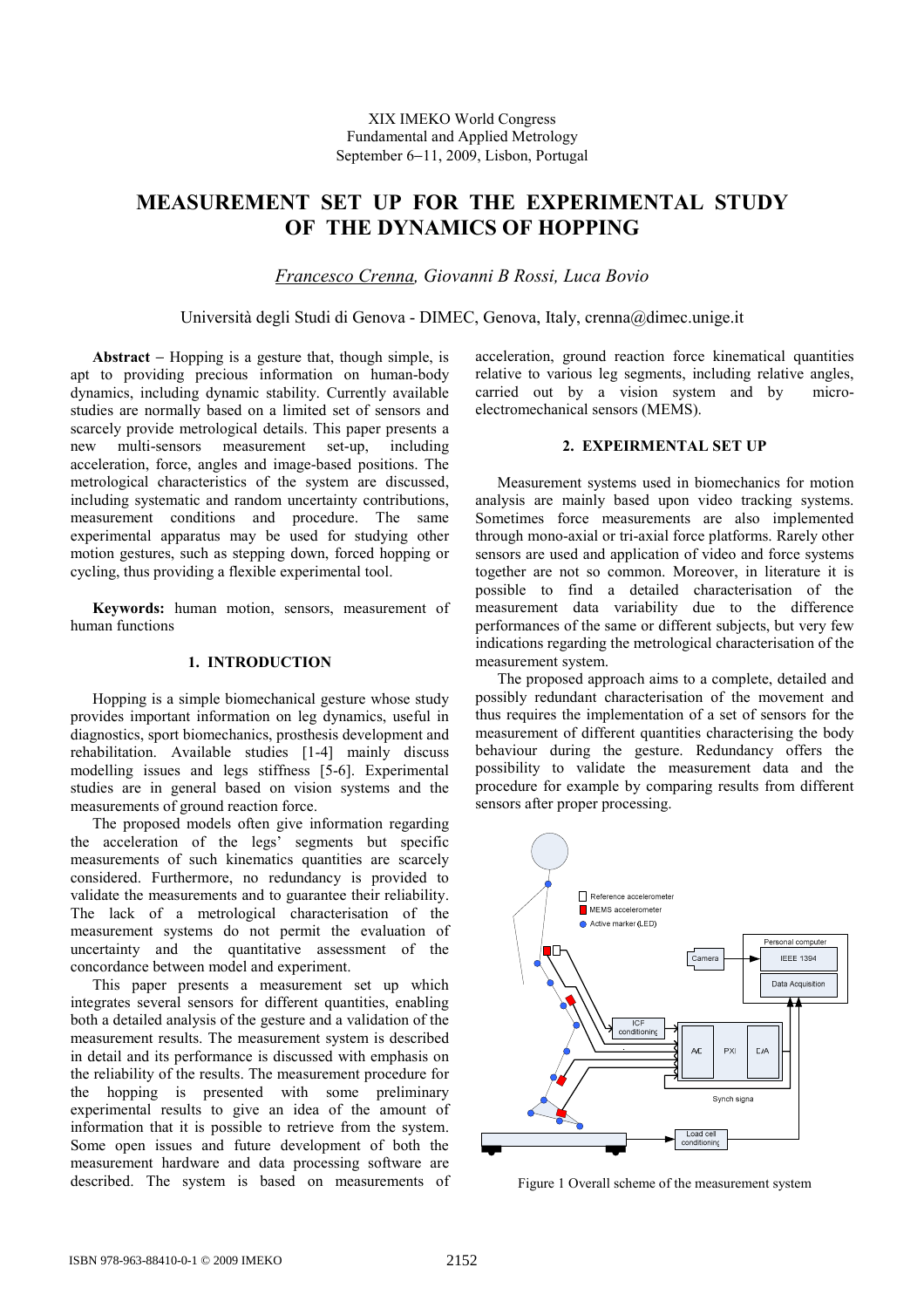# MEASUREMENT SET UP FOR THE EXPERIMENTAL STUDY OF THE DYNAMICS OF HOPPING

*Francesco Crenna, Giovanni B Rossi, Luca Bovio*

Università degli Studi di Genova - DIMEC, Genova, Italy, crenna@dimec.unige.it

**Abstract** – Hopping is a gesture that, though simple, is apt to providing precious information on human-body dynamics, including dynamic stability. Currently available studies are normally based on a limited set of sensors and scarcely provide metrological details. This paper presents a new multi-sensors measurement set-up, including acceleration, force, angles and image-based positions. The metrological characteristics of the system are discussed, including systematic and random uncertainty contributions, measurement conditions and procedure. The same experimental apparatus may be used for studying other motion gestures, such as stepping down, forced hopping or cycling, thus providing a flexible experimental tool.

**Keywords:** human motion, sensors, measurement of human functions

## 1. INTRODUCTION

Hopping is a simple biomechanical gesture whose study provides important information on leg dynamics, useful in diagnostics, sport biomechanics, prosthesis development and rehabilitation. Available studies [1-4] mainly discuss modelling issues and legs stiffness [5-6]. Experimental studies are in general based on vision systems and the measurements of ground reaction force.

The proposed models often give information regarding the acceleration of the legs' segments but specific measurements of such kinematics quantities are scarcely considered. Furthermore, no redundancy is provided to validate the measurements and to guarantee their reliability. The lack of a metrological characterisation of the measurement systems do not permit the evaluation of uncertainty and the quantitative assessment of the concordance between model and experiment.

This paper presents a measurement set up which integrates several sensors for different quantities, enabling both a detailed analysis of the gesture and a validation of the measurement results. The measurement system is described in detail and its performance is discussed with emphasis on the reliability of the results. The measurement procedure for the hopping is presented with some preliminary experimental results to give an idea of the amount of information that it is possible to retrieve from the system. Some open issues and future development of both the measurement hardware and data processing software are described. The system is based on measurements of acceleration, ground reaction force kinematical quantities relative to various leg segments, including relative angles, carried out by a vision system and by micro-electromechanical sensors (MEMS).

## 2. EXPEIRMENTAL SET UP

Measurement systems used in biomechanics for motion analysis are mainly based upon video tracking systems. Sometimes force measurements are also implemented through mono-axial or tri-axial force platforms. Rarely other sensors are used and application of video and force systems together are not so common. Moreover, in literature it is possible to find a detailed characterisation of the measurement data variability due to the difference performances of the same or different subjects, but very few indications regarding the metrological characterisation of the measurement system.

The proposed approach aims to a complete, detailed and possibly redundant characterisation of the movement and thus requires the implementation of a set of sensors for the measurement of different quantities characterising the body behaviour during the gesture. Redundancy offers the possibility to validate the measurement data and the procedure for example by comparing results from different sensors after proper processing.

Figure 1 Overall scheme of the measurement system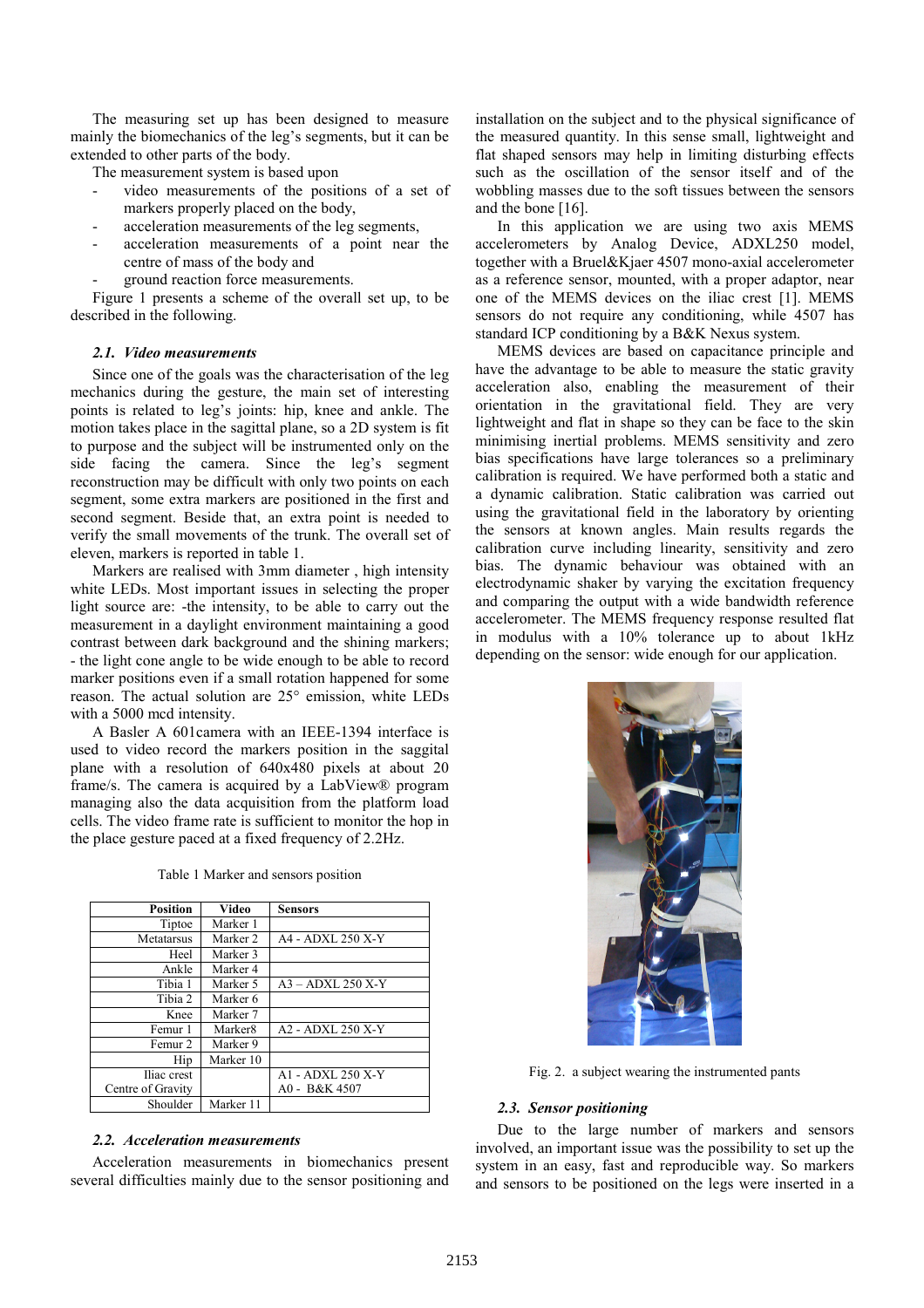The measuring set up has been designed to measure mainly the biomechanics of the leg's segments, but it can be extended to other parts of the body.

The measurement system is based upon

- video measurements of the positions of a set of markers properly placed on the body,
- acceleration measurements of the leg segments,
- acceleration measurements of a point near the centre of mass of the body and
- ground reaction force measurements.

Figure 1 presents a scheme of the overall set up, to be described in the following.

### *2.1. Video measurements*

Since one of the goals was the characterisation of the leg mechanics during the gesture, the main set of interesting points is related to leg's joints: hip, knee and ankle. The motion takes place in the sagittal plane, so a 2D system is fit to purpose and the subject will be instrumented only on the side facing the camera. Since the leg's segment reconstruction may be difficult with only two points on each segment, some extra markers are positioned in the first and second segment. Beside that, an extra point is needed to verify the small movements of the trunk. The overall set of eleven, markers is reported in table 1.

Markers are realised with 3mm diameter , high intensity white LEDs. Most important issues in selecting the proper light source are: -the intensity, to be able to carry out the measurement in a daylight environment maintaining a good contrast between dark background and the shining markers; - the light cone angle to be wide enough to be able to record marker positions even if a small rotation happened for some reason. The actual solution are 25° emission, white LEDs with a 5000 mcd intensity.

A Basler A 601camera with an IEEE-1394 interface is used to video record the markers position in the saggital plane with a resolution of 640x480 pixels at about 20 frame/s. The camera is acquired by a LabView® program managing also the data acquisition from the platform load cells. The video frame rate is sufficient to monitor the hop in the place gesture paced at a fixed frequency of 2.2Hz.

Table 1 Marker and sensors position

| Position | Video | Sensors |
|---|---|---|
| Tiptoe | Marker 1 | |
| Metatarsus | Marker 2 | A4 - ADXL 250 X-Y |
| Heel | Marker 3 | |
| Ankle | Marker 4 | |
| Tibia 1 | Marker 5 | A3 – ADXL 250 X-Y |
| Tibia 2 | Marker 6 | |
| Knee | Marker 7 | |
| Femur 1 | Marker8 | A2 - ADXL 250 X-Y |
| Femur 2 | Marker 9 | |
| Hip | Marker 10 | |
| Iliac crest<br>Centre of Gravity | | A1 - ADXL 250 X-Y<br>A0 - B&K 4507 |
| Shoulder | Marker 11 | |

### *2.2. Acceleration measurements*

Acceleration measurements in biomechanics present several difficulties mainly due to the sensor positioning and installation on the subject and to the physical significance of the measured quantity. In this sense small, lightweight and flat shaped sensors may help in limiting disturbing effects such as the oscillation of the sensor itself and of the wobbling masses due to the soft tissues between the sensors and the bone [16].

In this application we are using two axis MEMS accelerometers by Analog Device, ADXL250 model, together with a Bruel&Kjaer 4507 mono-axial accelerometer as a reference sensor, mounted, with a proper adaptor, near one of the MEMS devices on the iliac crest [1]. MEMS sensors do not require any conditioning, while 4507 has standard ICP conditioning by a B&K Nexus system.

MEMS devices are based on capacitance principle and have the advantage to be able to measure the static gravity acceleration also, enabling the measurement of their orientation in the gravitational field. They are very lightweight and flat in shape so they can be face to the skin minimising inertial problems. MEMS sensitivity and zero bias specifications have large tolerances so a preliminary calibration is required. We have performed both a static and a dynamic calibration. Static calibration was carried out using the gravitational field in the laboratory by orienting the sensors at known angles. Main results regards the calibration curve including linearity, sensitivity and zero bias. The dynamic behaviour was obtained with an electrodynamic shaker by varying the excitation frequency and comparing the output with a wide bandwidth reference accelerometer. The MEMS frequency response resulted flat in modulus with a 10% tolerance up to about 1kHz depending on the sensor: wide enough for our application.

Fig. 2. a subject wearing the instrumented pants

### *2.3. Sensor positioning*

Due to the large number of markers and sensors involved, an important issue was the possibility to set up the system in an easy, fast and reproducible way. So markers and sensors to be positioned on the legs were inserted in a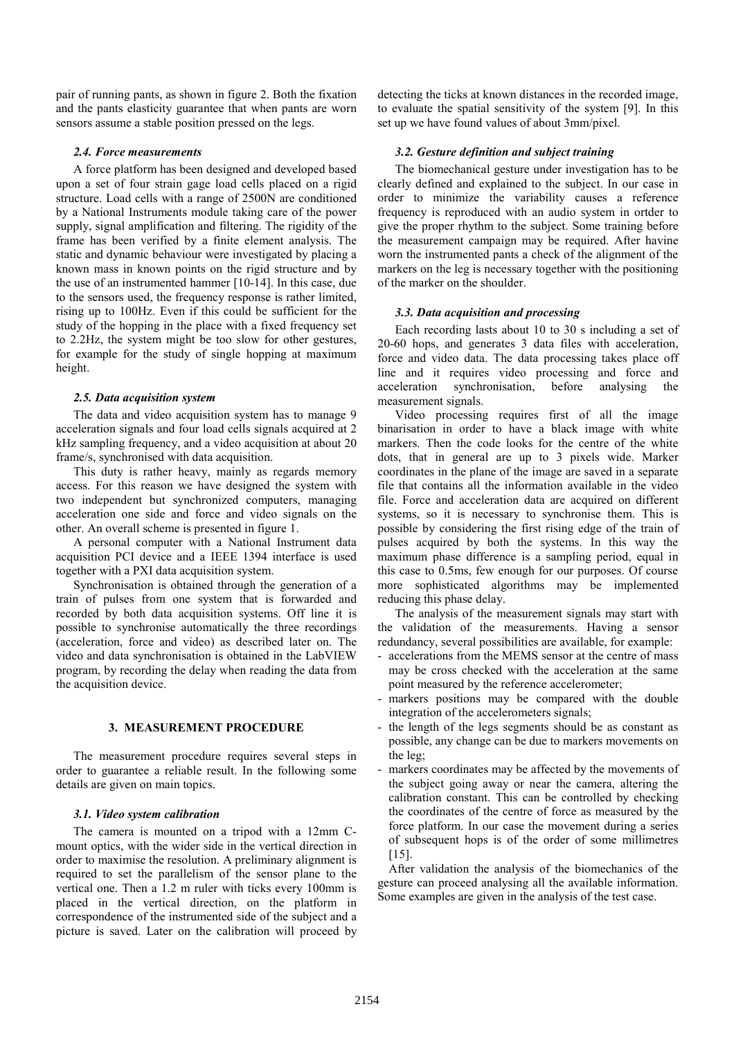pair of running pants, as shown in figure 2. Both the fixation and the pants elasticity guarantee that when pants are worn sensors assume a stable position pressed on the legs.

### *2.4. Force measurements*

A force platform has been designed and developed based upon a set of four strain gage load cells placed on a rigid structure. Load cells with a range of 2500N are conditioned by a National Instruments module taking care of the power supply, signal amplification and filtering. The rigidity of the frame has been verified by a finite element analysis. The static and dynamic behaviour were investigated by placing a known mass in known points on the rigid structure and by the use of an instrumented hammer [10-14]. In this case, due to the sensors used, the frequency response is rather limited, rising up to 100Hz. Even if this could be sufficient for the study of the hopping in the place with a fixed frequency set to 2.2Hz, the system might be too slow for other gestures, for example for the study of single hopping at maximum height.

### *2.5. Data acquisition system*

The data and video acquisition system has to manage 9 acceleration signals and four load cells signals acquired at 2 kHz sampling frequency, and a video acquisition at about 20 frame/s, synchronised with data acquisition.

This duty is rather heavy, mainly as regards memory access. For this reason we have designed the system with two independent but synchronized computers, managing acceleration one side and force and video signals on the other. An overall scheme is presented in figure 1.

A personal computer with a National Instrument data acquisition PCI device and a IEEE 1394 interface is used together with a PXI data acquisition system.

Synchronisation is obtained through the generation of a train of pulses from one system that is forwarded and recorded by both data acquisition systems. Off line it is possible to synchronise automatically the three recordings (acceleration, force and video) as described later on. The video and data synchronisation is obtained in the LabVIEW program, by recording the delay when reading the data from the acquisition device.

## 3. MEASUREMENT PROCEDURE

The measurement procedure requires several steps in order to guarantee a reliable result. In the following some details are given on main topics.

### *3.1. Video system calibration*

The camera is mounted on a tripod with a 12mm C-mount optics, with the wider side in the vertical direction in order to maximise the resolution. A preliminary alignment is required to set the parallelism of the sensor plane to the vertical one. Then a 1.2 m ruler with ticks every 100mm is placed in the vertical direction, on the platform in correspondence of the instrumented side of the subject and a picture is saved. Later on the calibration will proceed by detecting the ticks at known distances in the recorded image, to evaluate the spatial sensitivity of the system [9]. In this set up we have found values of about 3mm/pixel.

### *3.2. Gesture definition and subject training*

The biomechanical gesture under investigation has to be clearly defined and explained to the subject. In our case in order to minimize the variability causes a reference frequency is reproduced with an audio system in ortder to give the proper rhythm to the subject. Some training before the measurement campaign may be required. After havine worn the instrumented pants a check of the alignment of the markers on the leg is necessary together with the positioning of the marker on the shoulder.

### *3.3. Data acquisition and processing*

Each recording lasts about 10 to 30 s including a set of 20-60 hops, and generates 3 data files with acceleration, force and video data. The data processing takes place off line and it requires video processing and force and acceleration synchronisation, before analysing the measurement signals.

Video processing requires first of all the image binarisation in order to have a black image with white markers. Then the code looks for the centre of the white dots, that in general are up to 3 pixels wide. Marker coordinates in the plane of the image are saved in a separate file that contains all the information available in the video file. Force and acceleration data are acquired on different systems, so it is necessary to synchronise them. This is possible by considering the first rising edge of the train of pulses acquired by both the systems. In this way the maximum phase difference is a sampling period, equal in this case to 0.5ms, few enough for our purposes. Of course more sophisticated algorithms may be implemented reducing this phase delay.

The analysis of the measurement signals may start with the validation of the measurements. Having a sensor redundancy, several possibilities are available, for example:

- accelerations from the MEMS sensor at the centre of mass may be cross checked with the acceleration at the same point measured by the reference accelerometer;
- markers positions may be compared with the double integration of the accelerometers signals;
- the length of the legs segments should be as constant as possible, any change can be due to markers movements on the leg;
- markers coordinates may be affected by the movements of the subject going away or near the camera, altering the calibration constant. This can be controlled by checking the coordinates of the centre of force as measured by the force platform. In our case the movement during a series of subsequent hops is of the order of some millimetres [15].

After validation the analysis of the biomechanics of the gesture can proceed analysing all the available information. Some examples are given in the analysis of the test case.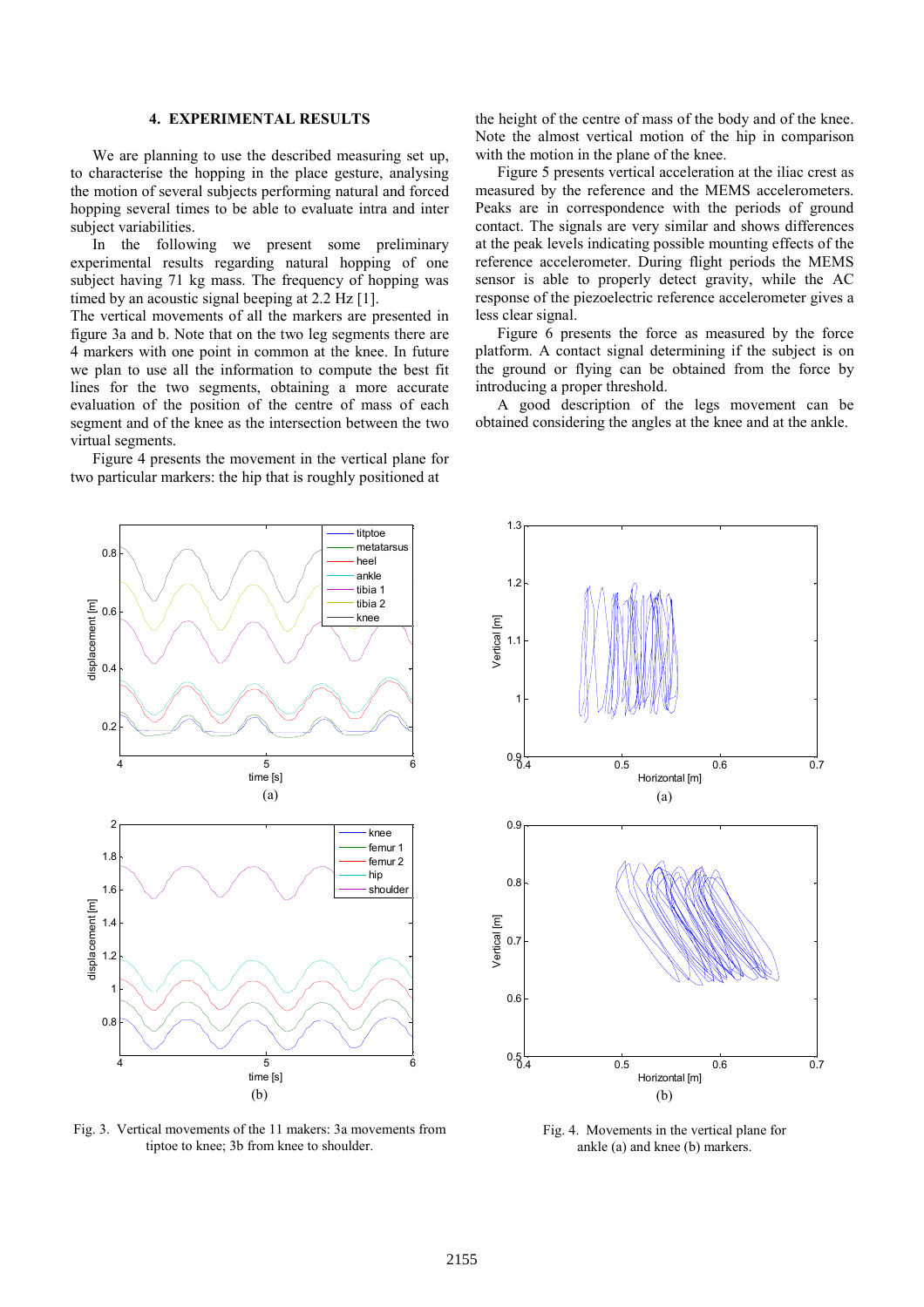## 4. EXPERIMENTAL RESULTS

We are planning to use the described measuring set up, to characterise the hopping in the place gesture, analysing the motion of several subjects performing natural and forced hopping several times to be able to evaluate intra and inter subject variabilities.

In the following we present some preliminary experimental results regarding natural hopping of one subject having 71 kg mass. The frequency of hopping was timed by an acoustic signal beeping at 2.2 Hz [1].

The vertical movements of all the markers are presented in figure 3a and b. Note that on the two leg segments there are 4 markers with one point in common at the knee. In future we plan to use all the information to compute the best fit lines for the two segments, obtaining a more accurate evaluation of the position of the centre of mass of each segment and of the knee as the intersection between the two virtual segments.

Figure 4 presents the movement in the vertical plane for two particular markers: the hip that is roughly positioned at the height of the centre of mass of the body and of the knee. Note the almost vertical motion of the hip in comparison with the motion in the plane of the knee.

Figure 5 presents vertical acceleration at the iliac crest as measured by the reference and the MEMS accelerometers. Peaks are in correspondence with the periods of ground contact. The signals are very similar and shows differences at the peak levels indicating possible mounting effects of the reference accelerometer. During flight periods the MEMS sensor is able to properly detect gravity, while the AC response of the piezoelectric reference accelerometer gives a less clear signal.

Figure 6 presents the force as measured by the force platform. A contact signal determining if the subject is on the ground or flying can be obtained from the force by introducing a proper threshold.

A good description of the legs movement can be obtained considering the angles at the knee and at the ankle.

Fig. 3. Vertical movements of the 11 makers: 3a movements from tiptoe to knee; 3b from knee to shoulder.

Fig. 4. Movements in the vertical plane for ankle (a) and knee (b) markers.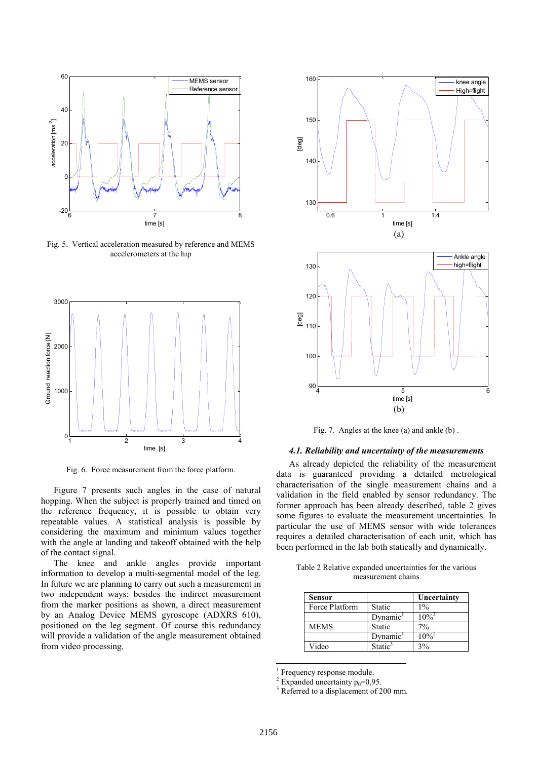Fig. 5. Vertical acceleration measured by reference and MEMS accelerometers at the hip

Fig. 6. Force measurement from the force platform.

Figure 7 presents such angles in the case of natural hopping. When the subject is properly trained and timed on the reference frequency, it is possible to obtain very repeatable values. A statistical analysis is possible by considering the maximum and minimum values together with the angle at landing and takeoff obtained with the help of the contact signal.

The knee and ankle angles provide important information to develop a multi-segmental model of the leg. In future we are planning to carry out such a measurement in two independent ways: besides the indirect measurement from the marker positions as shown, a direct measurement by an Analog Device MEMS gyroscope (ADXRS 610), positioned on the leg segment. Of course this redundancy will provide a validation of the angle measurement obtained from video processing.

Fig. 7. Angles at the knee (a) and ankle (b) .

### 4.1. Reliability and uncertainty of the measurements

As already depicted the reliability of the measurement data is guaranteed providing a detailed metrological characterisation of the single measurement chains and a validation in the field enabled by sensor redundancy. The former approach has been already described, table 2 gives some figures to evaluate the measurement uncertainties. In particular the use of MEMS sensor with wide tolerances requires a detailed characterisation of each unit, which has been performed in the lab both statically and dynamically.

Table 2 Relative expanded uncertainties for the various measurement chains

| **Sensor** | | **Uncertainty** |
|---|---|---|
| Force Platform | Static | 1% |
| | Dynamic[1] | 10%[2] |
| MEMS | Static | 7% |
| | Dynamic[1] | 10%[2] |
| Video | Static[3] | 3% |

[1] Frequency response module.
[2] Expanded uncertainty $p_0$=0,95.
[3] Referred to a displacement of 200 mm.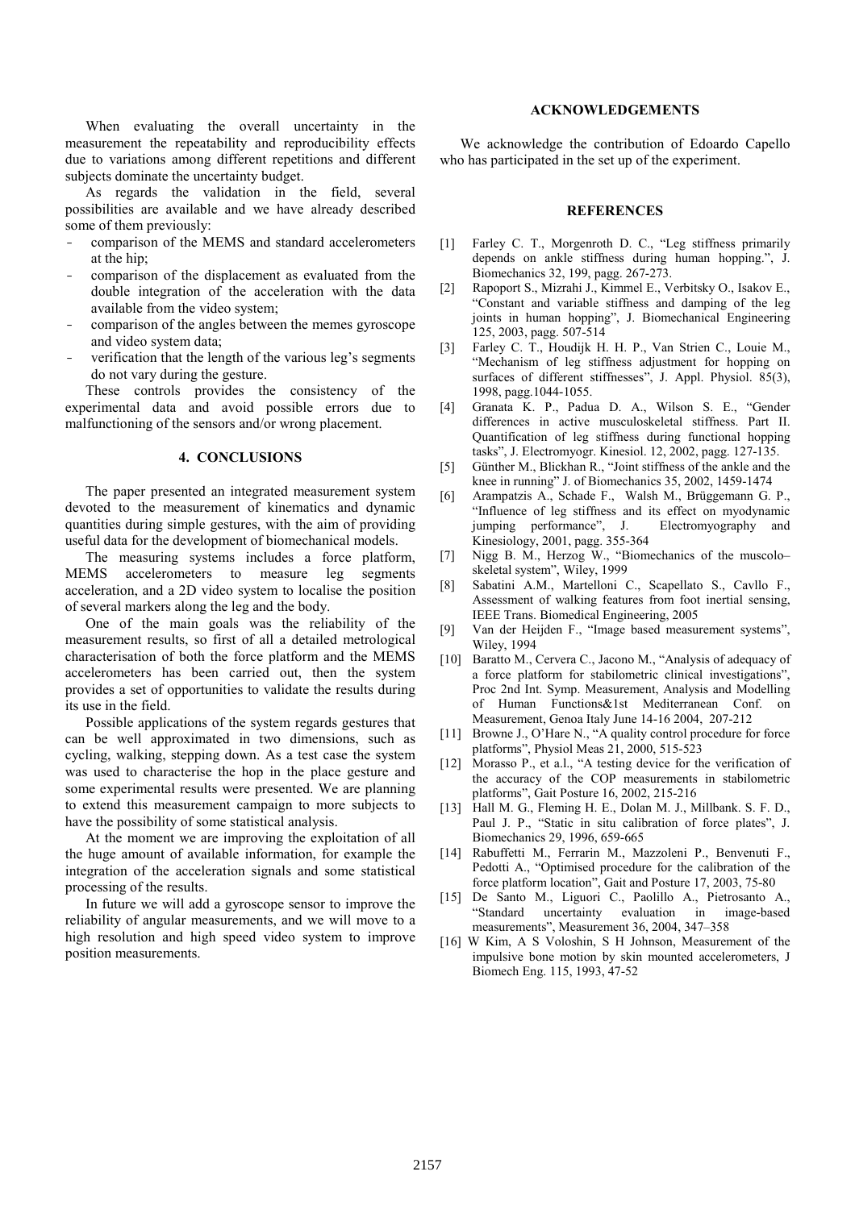When evaluating the overall uncertainty in the measurement the repeatability and reproducibility effects due to variations among different repetitions and different subjects dominate the uncertainty budget.

As regards the validation in the field, several possibilities are available and we have already described some of them previously:

- comparison of the MEMS and standard accelerometers at the hip;
- comparison of the displacement as evaluated from the double integration of the acceleration with the data available from the video system;
- comparison of the angles between the memes gyroscope and video system data;
- verification that the length of the various leg's segments do not vary during the gesture.

These controls provides the consistency of the experimental data and avoid possible errors due to malfunctioning of the sensors and/or wrong placement.

## 4. CONCLUSIONS

The paper presented an integrated measurement system devoted to the measurement of kinematics and dynamic quantities during simple gestures, with the aim of providing useful data for the development of biomechanical models.

The measuring systems includes a force platform, MEMS accelerometers to measure leg segments acceleration, and a 2D video system to localise the position of several markers along the leg and the body.

One of the main goals was the reliability of the measurement results, so first of all a detailed metrological characterisation of both the force platform and the MEMS accelerometers has been carried out, then the system provides a set of opportunities to validate the results during its use in the field.

Possible applications of the system regards gestures that can be well approximated in two dimensions, such as cycling, walking, stepping down. As a test case the system was used to characterise the hop in the place gesture and some experimental results were presented. We are planning to extend this measurement campaign to more subjects to have the possibility of some statistical analysis.

At the moment we are improving the exploitation of all the huge amount of available information, for example the integration of the acceleration signals and some statistical processing of the results.

In future we will add a gyroscope sensor to improve the reliability of angular measurements, and we will move to a high resolution and high speed video system to improve position measurements.

## ACKNOWLEDGEMENTS

We acknowledge the contribution of Edoardo Capello who has participated in the set up of the experiment.

## REFERENCES

[1] Farley C. T., Morgenroth D. C., "Leg stiffness primarily depends on ankle stiffness during human hopping.", J. Biomechanics 32, 199, pagg. 267-273.

[2] Rapoport S., Mizrahi J., Kimmel E., Verbitsky O., Isakov E., "Constant and variable stiffness and damping of the leg joints in human hopping", J. Biomechanical Engineering 125, 2003, pagg. 507-514

[3] Farley C. T., Houdijk H. H. P., Van Strien C., Louie M., "Mechanism of leg stiffness adjustment for hopping on surfaces of different stiffnesses", J. Appl. Physiol. 85(3), 1998, pagg.1044-1055.

[4] Granata K. P., Padua D. A., Wilson S. E., "Gender differences in active musculoskeletal stiffness. Part II. Quantification of leg stiffness during functional hopping tasks", J. Electromyogr. Kinesiol. 12, 2002, pagg. 127-135.

[5] Günther M., Blickhan R., "Joint stiffness of the ankle and the knee in running" J. of Biomechanics 35, 2002, 1459-1474

[6] Arampatzis A., Schade F., Walsh M., Brüggemann G. P., "Influence of leg stiffness and its effect on myodynamic jumping performance", J. Electromyography and Kinesiology, 2001, pagg. 355-364

[7] Nigg B. M., Herzog W., "Biomechanics of the muscolo–skeletal system", Wiley, 1999

[8] Sabatini A.M., Martelloni C., Scapellato S., Cavllo F., Assessment of walking features from foot inertial sensing, IEEE Trans. Biomedical Engineering, 2005

[9] Van der Heijden F., "Image based measurement systems", Wiley, 1994

[10] Baratto M., Cervera C., Jacono M., "Analysis of adequacy of a force platform for stabilometric clinical investigations", Proc 2nd Int. Symp. Measurement, Analysis and Modelling of Human Functions&1st Mediterranean Conf. on Measurement, Genoa Italy June 14-16 2004, 207-212

[11] Browne J., O'Hare N., "A quality control procedure for force platforms", Physiol Meas 21, 2000, 515-523

[12] Morasso P., et a.l., "A testing device for the verification of the accuracy of the COP measurements in stabilometric platforms", Gait Posture 16, 2002, 215-216

[13] Hall M. G., Fleming H. E., Dolan M. J., Millbank. S. F. D., Paul J. P., "Static in situ calibration of force plates", J. Biomechanics 29, 1996, 659-665

[14] Rabuffetti M., Ferrarin M., Mazzoleni P., Benvenuti F., Pedotti A., "Optimised procedure for the calibration of the force platform location", Gait and Posture 17, 2003, 75-80

[15] De Santo M., Liguori C., Paolillo A., Pietrosanto A., "Standard uncertainty evaluation in image-based measurements", Measurement 36, 2004, 347–358

[16] W Kim, A S Voloshin, S H Johnson, Measurement of the impulsive bone motion by skin mounted accelerometers, J Biomech Eng. 115, 1993, 47-52